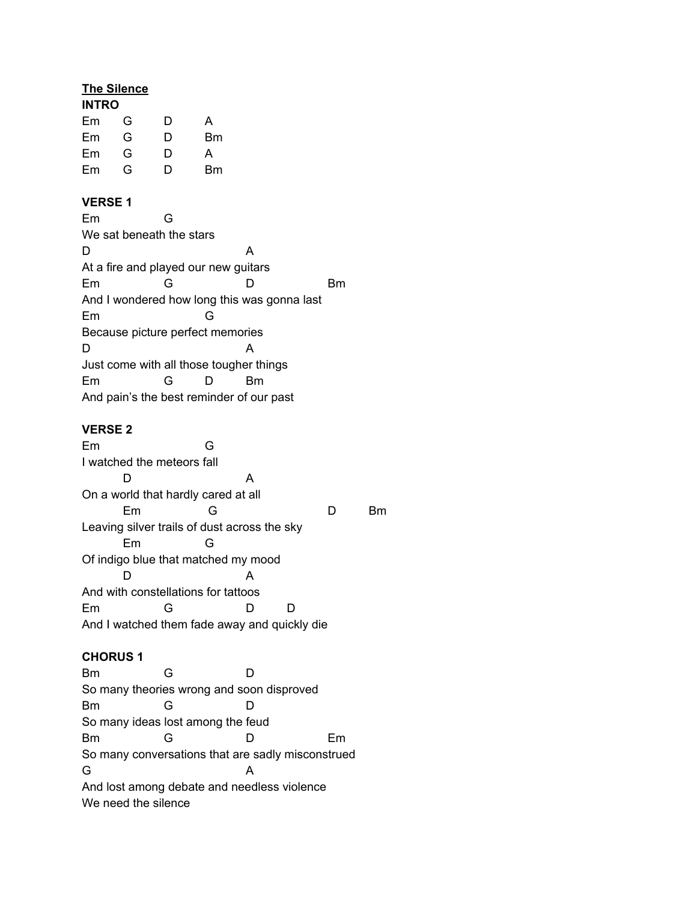**<u>The Silence</u>**

**INTRO**

```
Em      G       D       A
Em      G       D       Bm
Em      G       D       A
Em      G       D       Bm
```

**VERSE 1**

```
Em              G
We sat beneath the stars
D                               A
At a fire and played our new guitars
Em              G               D                   Bm
And I wondered how long this was gonna last
Em                      G
Because picture perfect memories
D                               A
Just come with all those tougher things
Em              G       D       Bm
And pain's the best reminder of our past
```

**VERSE 2**

```
Em                      G
I watched the meteors fall
        D                       A
On a world that hardly cared at all
        Em              G                       D       Bm
Leaving silver trails of dust across the sky
        Em              G
Of indigo blue that matched my mood
        D                       A
And with constellations for tattoos
Em              G               D       D
And I watched them fade away and quickly die
```

**CHORUS 1**

```
Bm              G               D
So many theories wrong and soon disproved
Bm              G               D
So many ideas lost among the feud
Bm              G               D                   Em
So many conversations that are sadly misconstrued
G                               A
And lost among debate and needless violence
We need the silence
```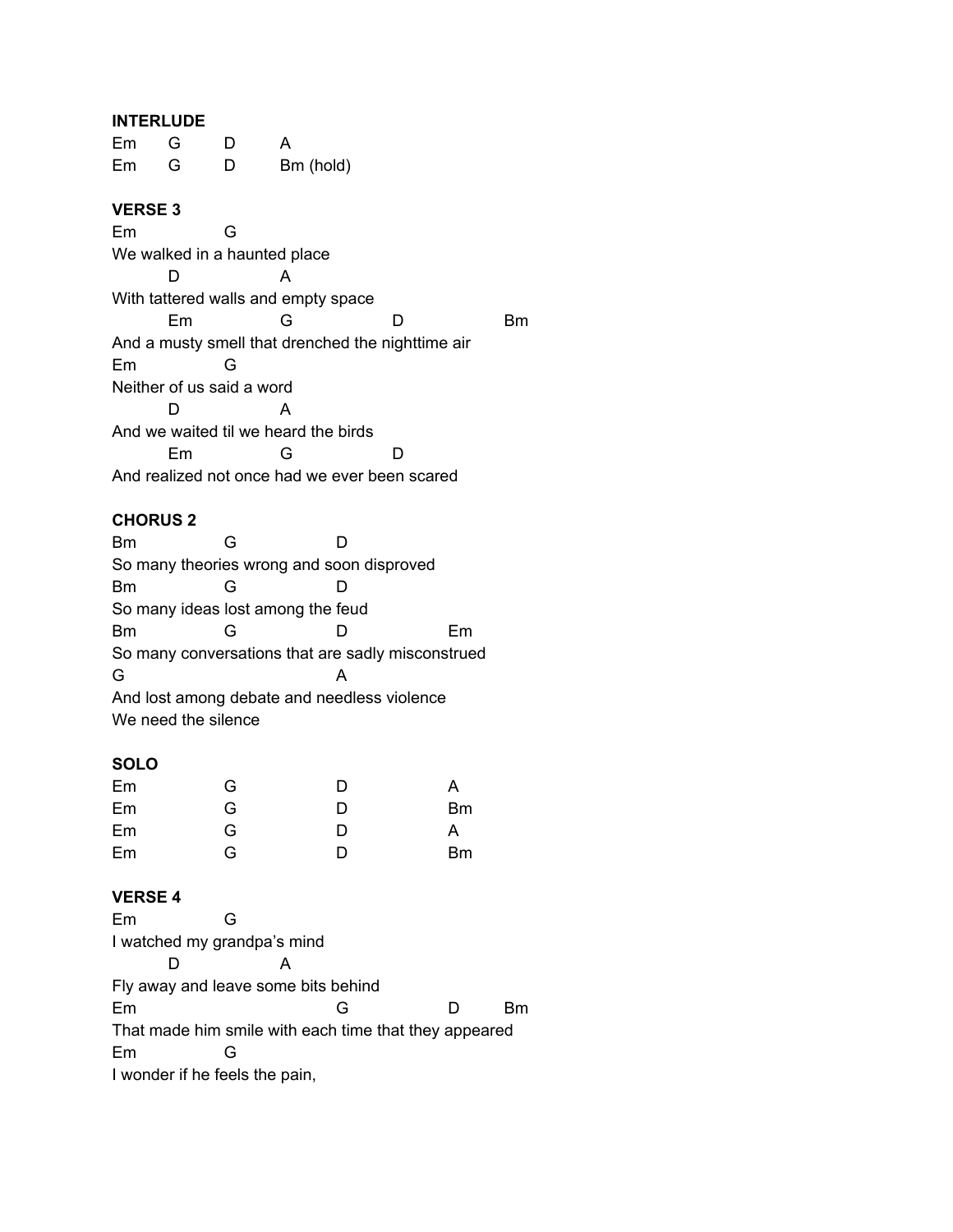**INTERLUDE**

```
Em     G      D      A
Em     G      D      Bm (hold)
```

**VERSE 3**

```
Em           G
We walked in a haunted place
       D            A
With tattered walls and empty space
        Em             G                D                Bm
And a musty smell that drenched the nighttime air
Em           G
Neither of us said a word
       D            A
And we waited til we heard the birds
        Em             G                D
And realized not once had we ever been scared
```

**CHORUS 2**

```
Bm             G               D
So many theories wrong and soon disproved
Bm             G               D
So many ideas lost among the feud
Bm             G               D               Em
So many conversations that are sadly misconstrued
G                              A
And lost among debate and needless violence
We need the silence
```

**SOLO**

```
Em            G             D             A
Em            G             D             Bm
Em            G             D             A
Em            G             D             Bm
```

**VERSE 4**

```
Em           G
I watched my grandpa's mind
       D            A
Fly away and leave some bits behind
Em                             G              D        Bm
That made him smile with each time that they appeared
Em           G
I wonder if he feels the pain,
```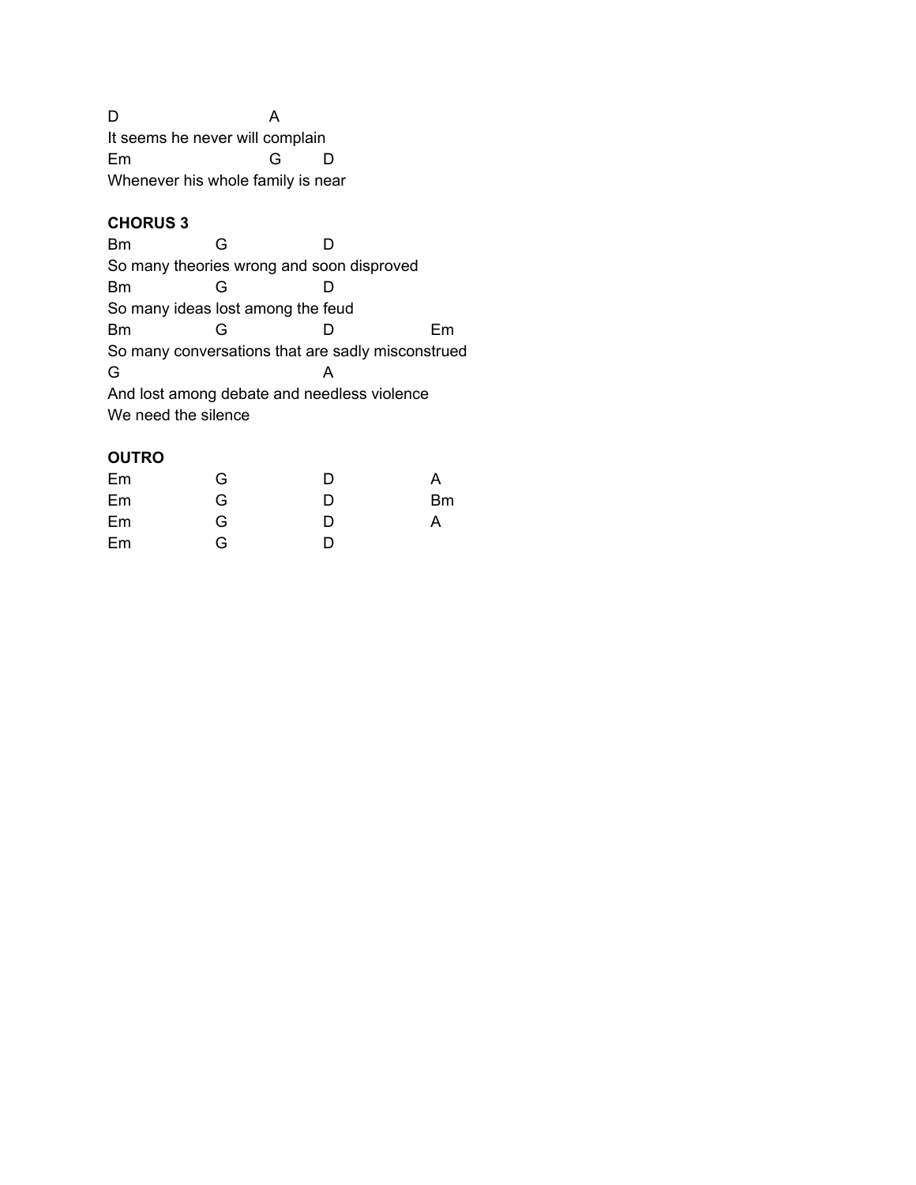```
D                          A
It seems he never will complain
Em                         G        D
Whenever his whole family is near
```

**CHORUS 3**

```
Bm            G                 D
So many theories wrong and soon disproved
Bm            G                 D
So many ideas lost among the feud
Bm            G                 D                 Em
So many conversations that are sadly misconstrued
G                               A
And lost among debate and needless violence
We need the silence
```

**OUTRO**

```
Em          G           D           A
Em          G           D           Bm
Em          G           D           A
Em          G           D
```